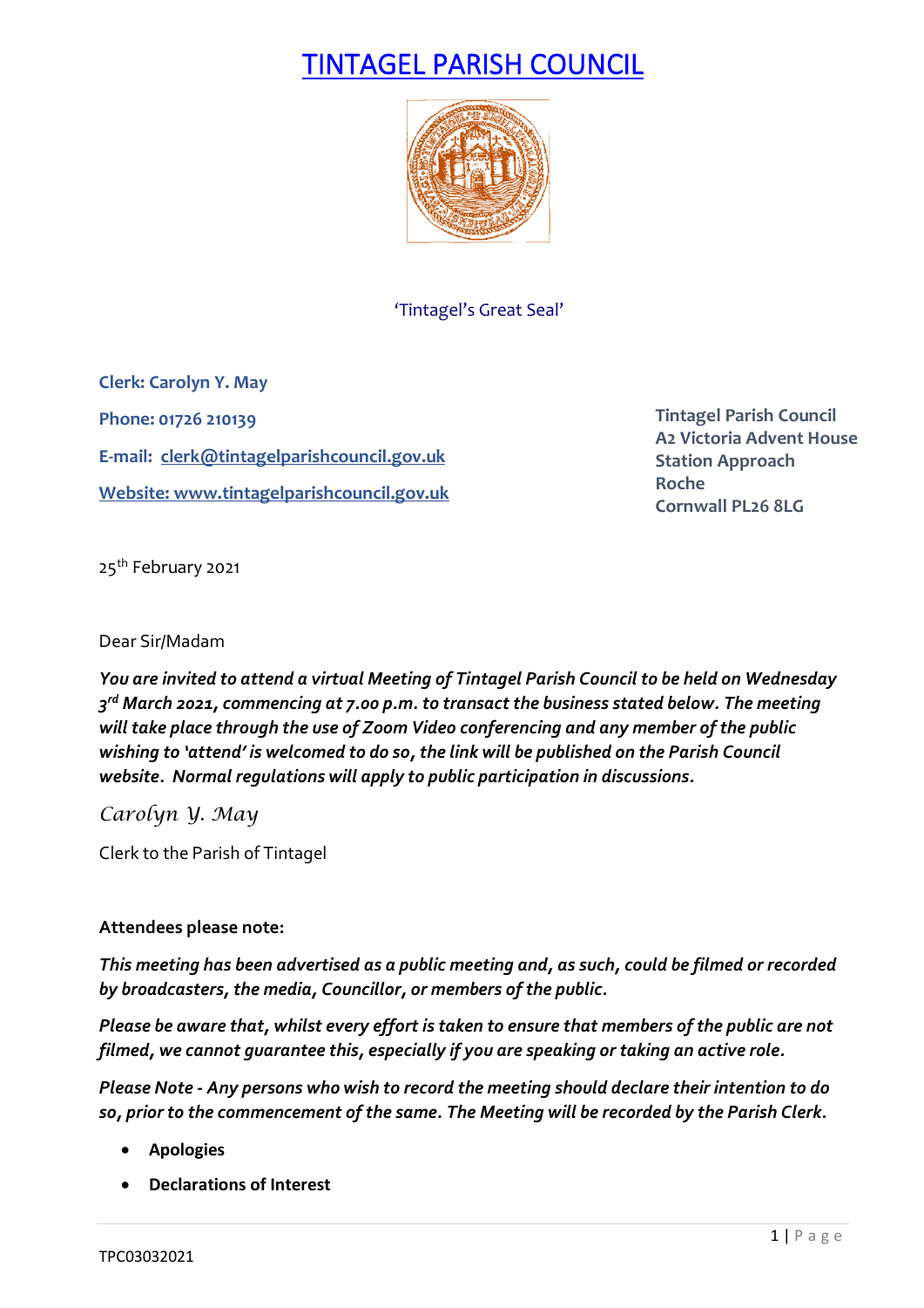# TINTAGEL PARISH COUNCIL

'Tintagel's Great Seal'

**Clerk: Carolyn Y. May**

**Phone: 01726 210139**

**E-mail: clerk@tintagelparishcouncil.gov.uk**

**Website: www.tintagelparishcouncil.gov.uk**

**Tintagel Parish Council**
**A2 Victoria Advent House**
**Station Approach**
**Roche**
**Cornwall PL26 8LG**

25th February 2021

Dear Sir/Madam

***You are invited to attend a virtual Meeting of Tintagel Parish Council to be held on Wednesday 3rd March 2021, commencing at 7.00 p.m. to transact the business stated below. The meeting will take place through the use of Zoom Video conferencing and any member of the public wishing to 'attend' is welcomed to do so, the link will be published on the Parish Council website. Normal regulations will apply to public participation in discussions.***

*Carolyn Y. May*

Clerk to the Parish of Tintagel

**Attendees please note:**

***This meeting has been advertised as a public meeting and, as such, could be filmed or recorded by broadcasters, the media, Councillor, or members of the public.***

***Please be aware that, whilst every effort is taken to ensure that members of the public are not filmed, we cannot guarantee this, especially if you are speaking or taking an active role.***

***Please Note - Any persons who wish to record the meeting should declare their intention to do so, prior to the commencement of the same. The Meeting will be recorded by the Parish Clerk.***

- **Apologies**
- **Declarations of Interest**

TPC03032021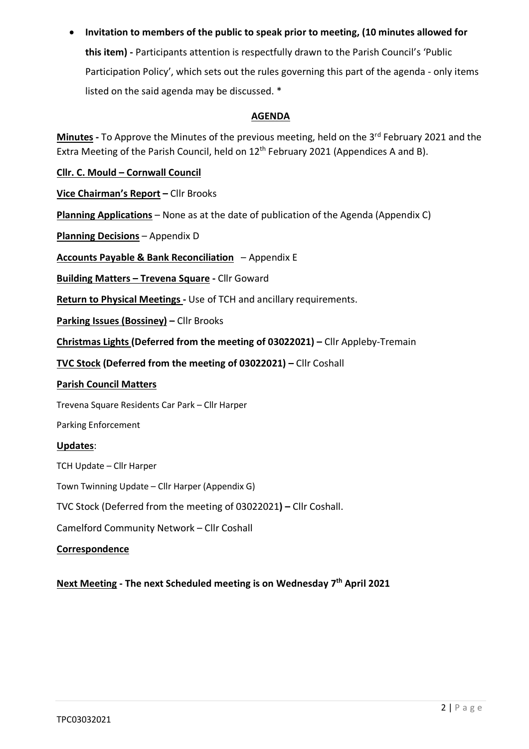- **Invitation to members of the public to speak prior to meeting, (10 minutes allowed for this item) -** Participants attention is respectfully drawn to the Parish Council's 'Public Participation Policy', which sets out the rules governing this part of the agenda - only items listed on the said agenda may be discussed. *

## AGENDA

**Minutes -** To Approve the Minutes of the previous meeting, held on the 3rd February 2021 and the Extra Meeting of the Parish Council, held on 12th February 2021 (Appendices A and B).

**Cllr. C. Mould – Cornwall Council**

**Vice Chairman's Report –** Cllr Brooks

**Planning Applications** – None as at the date of publication of the Agenda (Appendix C)

**Planning Decisions** – Appendix D

**Accounts Payable & Bank Reconciliation** – Appendix E

**Building Matters – Trevena Square -** Cllr Goward

**Return to Physical Meetings -** Use of TCH and ancillary requirements.

**Parking Issues (Bossiney) –** Cllr Brooks

**Christmas Lights (Deferred from the meeting of 03022021) –** Cllr Appleby-Tremain

**TVC Stock (Deferred from the meeting of 03022021) –** Cllr Coshall

**Parish Council Matters**

Trevena Square Residents Car Park – Cllr Harper

Parking Enforcement

**Updates**:

TCH Update – Cllr Harper

Town Twinning Update – Cllr Harper (Appendix G)

TVC Stock (Deferred from the meeting of 03022021**) –** Cllr Coshall.

Camelford Community Network – Cllr Coshall

**Correspondence**

**Next Meeting - The next Scheduled meeting is on Wednesday 7th April 2021**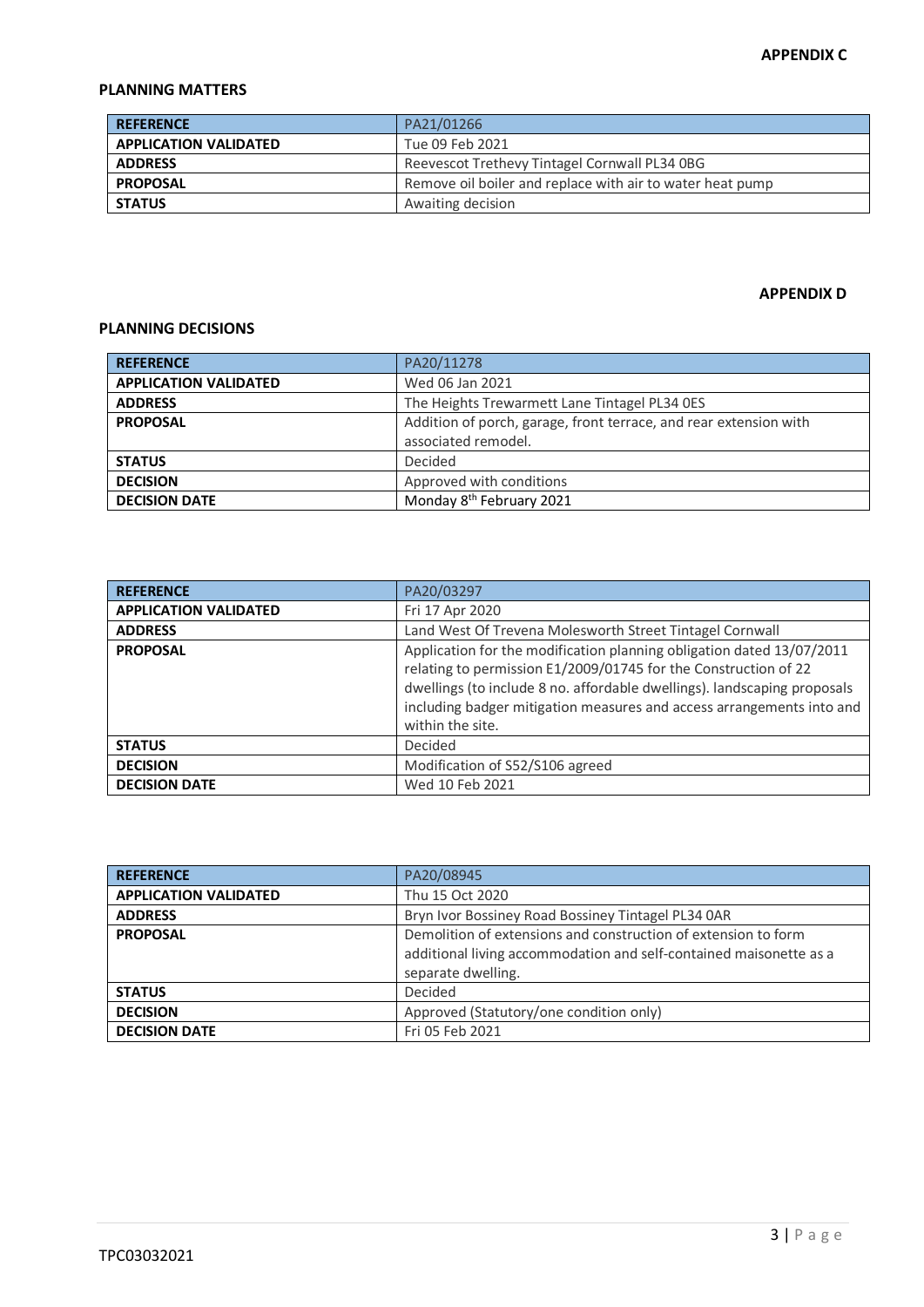**APPENDIX C**

## PLANNING MATTERS

| REFERENCE | PA21/01266 |
|---|---|
| APPLICATION VALIDATED | Tue 09 Feb 2021 |
| ADDRESS | Reevescot Trethevy Tintagel Cornwall PL34 0BG |
| PROPOSAL | Remove oil boiler and replace with air to water heat pump |
| STATUS | Awaiting decision |

**APPENDIX D**

## PLANNING DECISIONS

| REFERENCE | PA20/11278 |
|---|---|
| APPLICATION VALIDATED | Wed 06 Jan 2021 |
| ADDRESS | The Heights Trewarmett Lane Tintagel PL34 0ES |
| PROPOSAL | Addition of porch, garage, front terrace, and rear extension with associated remodel. |
| STATUS | Decided |
| DECISION | Approved with conditions |
| DECISION DATE | Monday 8th February 2021 |

| REFERENCE | PA20/03297 |
|---|---|
| APPLICATION VALIDATED | Fri 17 Apr 2020 |
| ADDRESS | Land West Of Trevena Molesworth Street Tintagel Cornwall |
| PROPOSAL | Application for the modification planning obligation dated 13/07/2011 relating to permission E1/2009/01745 for the Construction of 22 dwellings (to include 8 no. affordable dwellings). landscaping proposals including badger mitigation measures and access arrangements into and within the site. |
| STATUS | Decided |
| DECISION | Modification of S52/S106 agreed |
| DECISION DATE | Wed 10 Feb 2021 |

| REFERENCE | PA20/08945 |
|---|---|
| APPLICATION VALIDATED | Thu 15 Oct 2020 |
| ADDRESS | Bryn Ivor Bossiney Road Bossiney Tintagel PL34 0AR |
| PROPOSAL | Demolition of extensions and construction of extension to form additional living accommodation and self-contained maisonette as a separate dwelling. |
| STATUS | Decided |
| DECISION | Approved (Statutory/one condition only) |
| DECISION DATE | Fri 05 Feb 2021 |

TPC03032021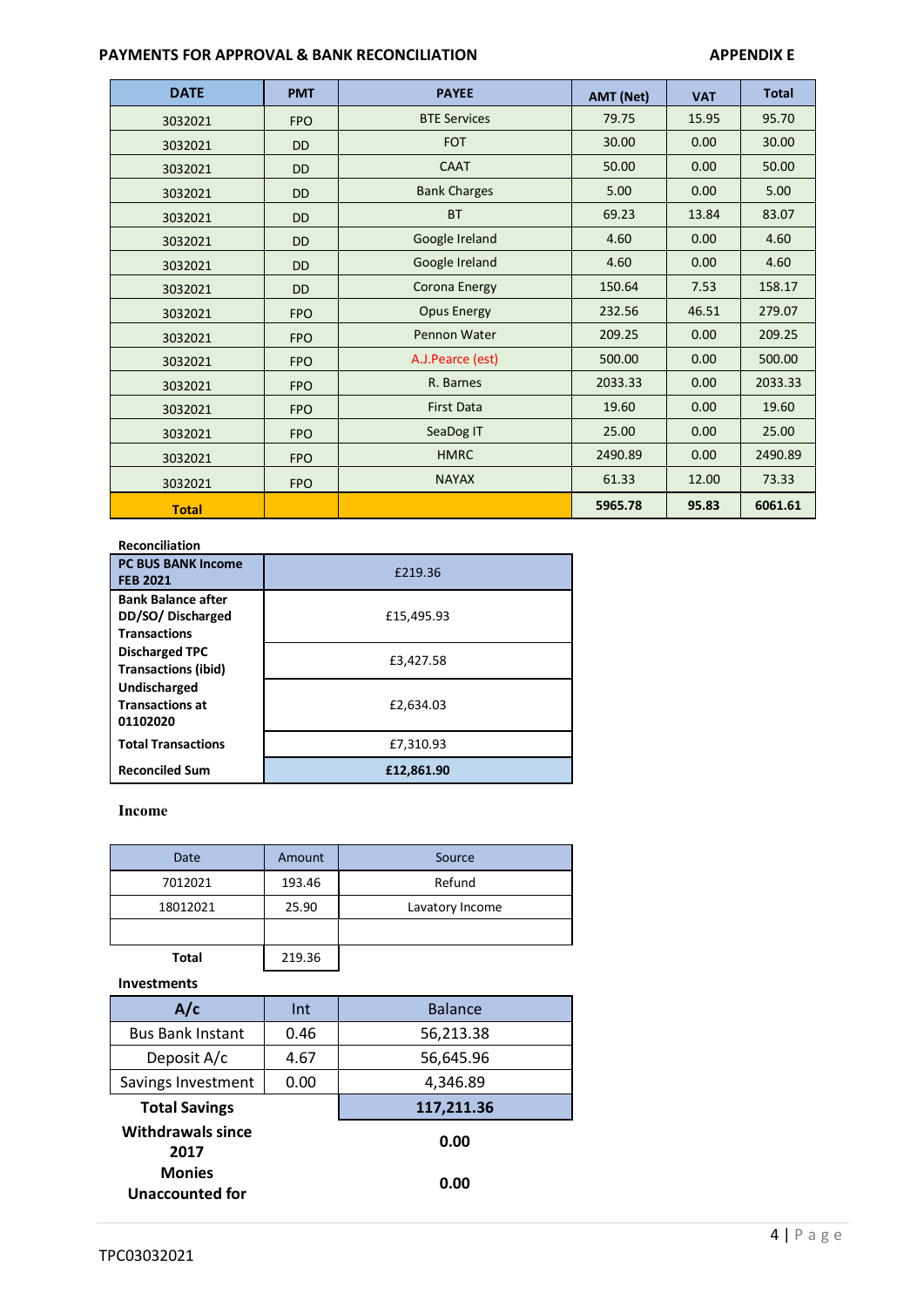**PAYMENTS FOR APPROVAL & BANK RECONCILIATION** **APPENDIX E**

| DATE | PMT | PAYEE | AMT (Net) | VAT | Total |
|---|---|---|---|---|---|
| 3032021 | FPO | BTE Services | 79.75 | 15.95 | 95.70 |
| 3032021 | DD | FOT | 30.00 | 0.00 | 30.00 |
| 3032021 | DD | CAAT | 50.00 | 0.00 | 50.00 |
| 3032021 | DD | Bank Charges | 5.00 | 0.00 | 5.00 |
| 3032021 | DD | BT | 69.23 | 13.84 | 83.07 |
| 3032021 | DD | Google Ireland | 4.60 | 0.00 | 4.60 |
| 3032021 | DD | Google Ireland | 4.60 | 0.00 | 4.60 |
| 3032021 | DD | Corona Energy | 150.64 | 7.53 | 158.17 |
| 3032021 | FPO | Opus Energy | 232.56 | 46.51 | 279.07 |
| 3032021 | FPO | Pennon Water | 209.25 | 0.00 | 209.25 |
| 3032021 | FPO | A.J.Pearce (est) | 500.00 | 0.00 | 500.00 |
| 3032021 | FPO | R. Barnes | 2033.33 | 0.00 | 2033.33 |
| 3032021 | FPO | First Data | 19.60 | 0.00 | 19.60 |
| 3032021 | FPO | SeaDog IT | 25.00 | 0.00 | 25.00 |
| 3032021 | FPO | HMRC | 2490.89 | 0.00 | 2490.89 |
| 3032021 | FPO | NAYAX | 61.33 | 12.00 | 73.33 |
| **Total** | | | **5965.78** | **95.83** | **6061.61** |

**Reconciliation**

| | |
|---|---|
| **PC BUS BANK Income FEB 2021** | £219.36 |
| **Bank Balance after DD/SO/ Discharged Transactions** | £15,495.93 |
| **Discharged TPC Transactions (ibid)** | £3,427.58 |
| **Undischarged Transactions at 01102020** | £2,634.03 |
| **Total Transactions** | £7,310.93 |
| **Reconciled Sum** | **£12,861.90** |

**Income**

| Date | Amount | Source |
|---|---|---|
| 7012021 | 193.46 | Refund |
| 18012021 | 25.90 | Lavatory Income |
| | | |
| **Total** | 219.36 | |

**Investments**

| A/c | Int | Balance |
|---|---|---|
| Bus Bank Instant | 0.46 | 56,213.38 |
| Deposit A/c | 4.67 | 56,645.96 |
| Savings Investment | 0.00 | 4,346.89 |
| **Total Savings** | | **117,211.36** |
| **Withdrawals since 2017** | | **0.00** |
| **Monies Unaccounted for** | | **0.00** |

TPC03032021